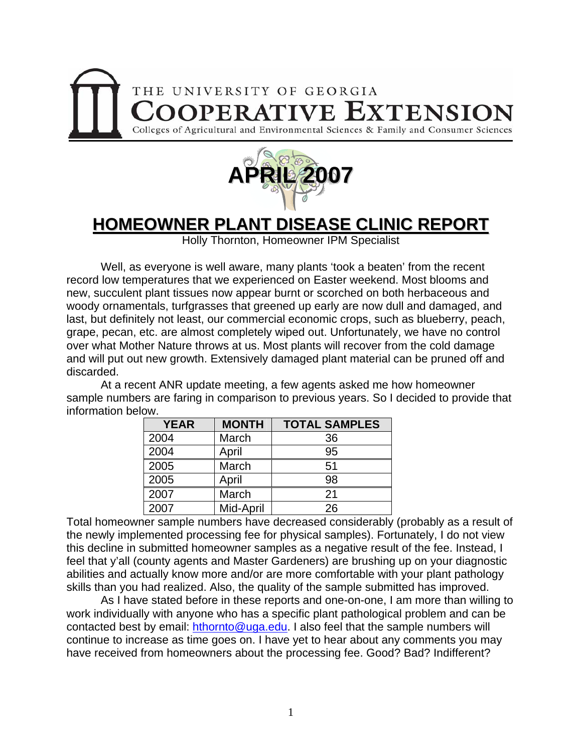THE UNIVERSITY OF GEORGIA

# COOPERATIVE EXTENSION

Colleges of Agricultural and Environmental Sciences & Family and Consumer Sciences

**APRIL 2007**

## HOMEOWNER PLANT DISEASE CLINIC REPORT

Holly Thornton, Homeowner IPM Specialist

Well, as everyone is well aware, many plants 'took a beaten' from the recent record low temperatures that we experienced on Easter weekend. Most blooms and new, succulent plant tissues now appear burnt or scorched on both herbaceous and woody ornamentals, turfgrasses that greened up early are now dull and damaged, and last, but definitely not least, our commercial economic crops, such as blueberry, peach, grape, pecan, etc. are almost completely wiped out. Unfortunately, we have no control over what Mother Nature throws at us. Most plants will recover from the cold damage and will put out new growth. Extensively damaged plant material can be pruned off and discarded.

At a recent ANR update meeting, a few agents asked me how homeowner sample numbers are faring in comparison to previous years. So I decided to provide that information below.

| YEAR | MONTH | TOTAL SAMPLES |
|---|---|---|
| 2004 | March | 36 |
| 2004 | April | 95 |
| 2005 | March | 51 |
| 2005 | April | 98 |
| 2007 | March | 21 |
| 2007 | Mid-April | 26 |

Total homeowner sample numbers have decreased considerably (probably as a result of the newly implemented processing fee for physical samples). Fortunately, I do not view this decline in submitted homeowner samples as a negative result of the fee. Instead, I feel that y'all (county agents and Master Gardeners) are brushing up on your diagnostic abilities and actually know more and/or are more comfortable with your plant pathology skills than you had realized. Also, the quality of the sample submitted has improved.

As I have stated before in these reports and one-on-one, I am more than willing to work individually with anyone who has a specific plant pathological problem and can be contacted best by email: hthornto@uga.edu. I also feel that the sample numbers will continue to increase as time goes on. I have yet to hear about any comments you may have received from homeowners about the processing fee. Good? Bad? Indifferent?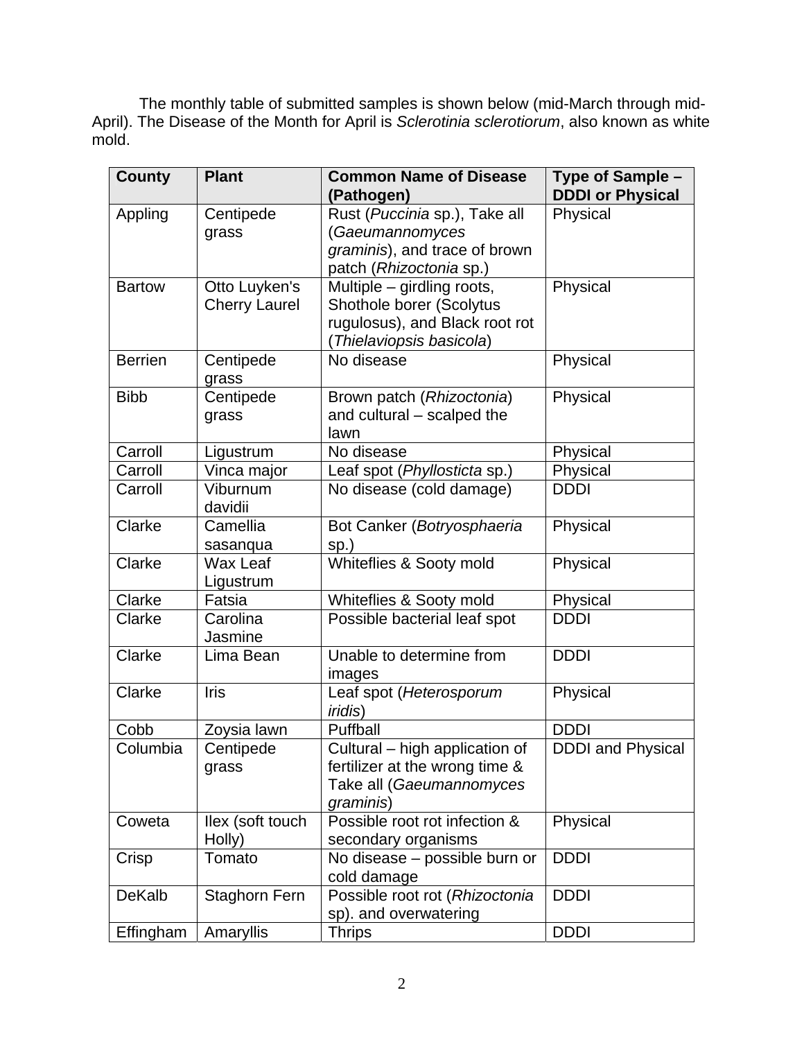The monthly table of submitted samples is shown below (mid-March through mid-April). The Disease of the Month for April is *Sclerotinia sclerotiorum*, also known as white mold.

| County | Plant | Common Name of Disease (Pathogen) | Type of Sample – DDDI or Physical |
|---|---|---|---|
| Appling | Centipede grass | Rust (*Puccinia* sp.), Take all (*Gaeumannomyces graminis*), and trace of brown patch (*Rhizoctonia* sp.) | Physical |
| Bartow | Otto Luyken's Cherry Laurel | Multiple – girdling roots, Shothole borer (Scolytus rugulosus), and Black root rot (*Thielaviopsis basicola*) | Physical |
| Berrien | Centipede grass | No disease | Physical |
| Bibb | Centipede grass | Brown patch (*Rhizoctonia*) and cultural – scalped the lawn | Physical |
| Carroll | Ligustrum | No disease | Physical |
| Carroll | Vinca major | Leaf spot (*Phyllosticta* sp.) | Physical |
| Carroll | Viburnum davidii | No disease (cold damage) | DDDI |
| Clarke | Camellia sasanqua | Bot Canker (*Botryosphaeria* sp.) | Physical |
| Clarke | Wax Leaf Ligustrum | Whiteflies & Sooty mold | Physical |
| Clarke | Fatsia | Whiteflies & Sooty mold | Physical |
| Clarke | Carolina Jasmine | Possible bacterial leaf spot | DDDI |
| Clarke | Lima Bean | Unable to determine from images | DDDI |
| Clarke | Iris | Leaf spot (*Heterosporum iridis*) | Physical |
| Cobb | Zoysia lawn | Puffball | DDDI |
| Columbia | Centipede grass | Cultural – high application of fertilizer at the wrong time & Take all (*Gaeumannomyces graminis*) | DDDI and Physical |
| Coweta | Ilex (soft touch Holly) | Possible root rot infection & secondary organisms | Physical |
| Crisp | Tomato | No disease – possible burn or cold damage | DDDI |
| DeKalb | Staghorn Fern | Possible root rot (*Rhizoctonia* sp). and overwatering | DDDI |
| Effingham | Amaryllis | Thrips | DDDI |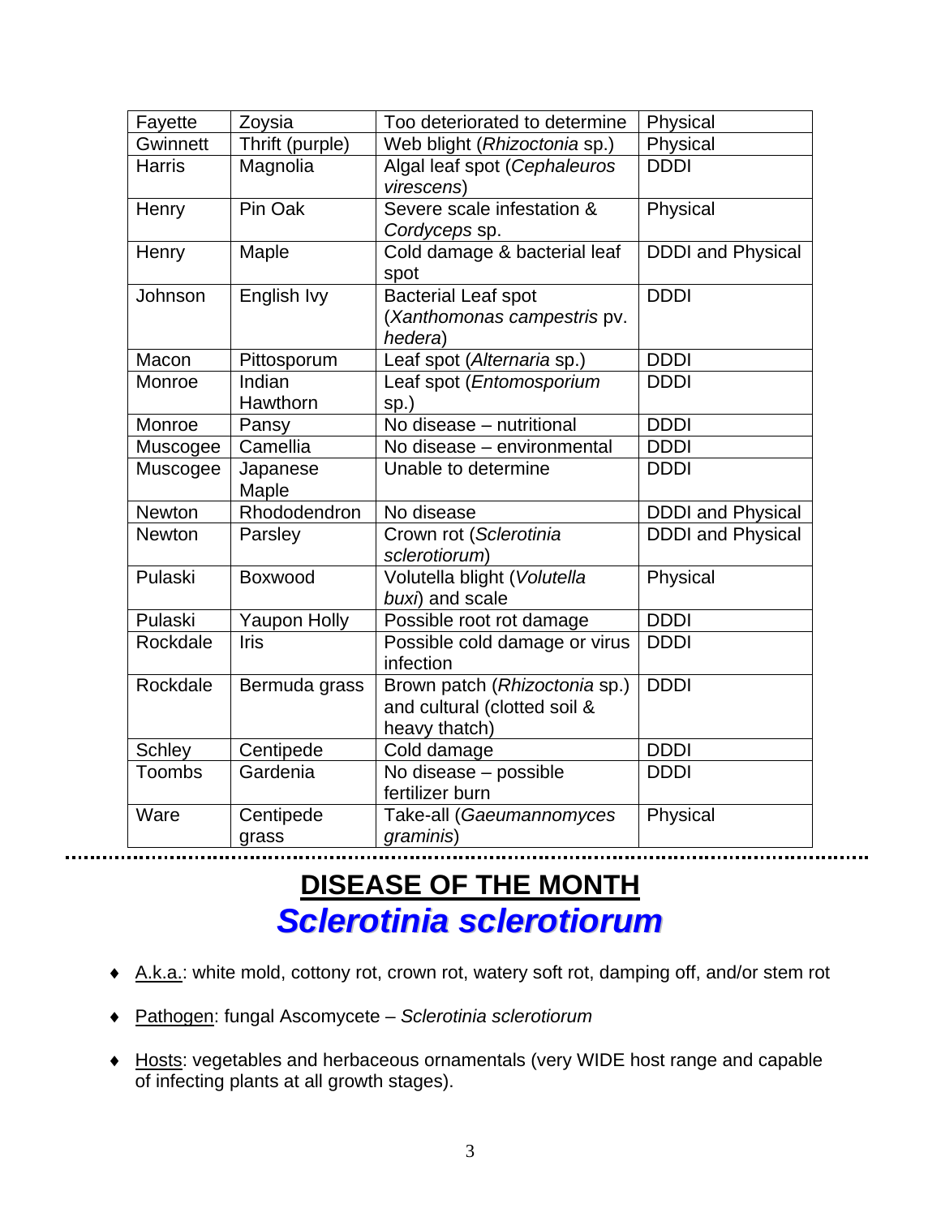| | | | |
|---|---|---|---|
| Fayette | Zoysia | Too deteriorated to determine | Physical |
| Gwinnett | Thrift (purple) | Web blight (*Rhizoctonia* sp.) | Physical |
| Harris | Magnolia | Algal leaf spot (*Cephaleuros virescens*) | DDDI |
| Henry | Pin Oak | Severe scale infestation & *Cordyceps* sp. | Physical |
| Henry | Maple | Cold damage & bacterial leaf spot | DDDI and Physical |
| Johnson | English Ivy | Bacterial Leaf spot (*Xanthomonas campestris* pv. *hedera*) | DDDI |
| Macon | Pittosporum | Leaf spot (*Alternaria* sp.) | DDDI |
| Monroe | Indian Hawthorn | Leaf spot (*Entomosporium* sp.) | DDDI |
| Monroe | Pansy | No disease – nutritional | DDDI |
| Muscogee | Camellia | No disease – environmental | DDDI |
| Muscogee | Japanese Maple | Unable to determine | DDDI |
| Newton | Rhododendron | No disease | DDDI and Physical |
| Newton | Parsley | Crown rot (*Sclerotinia sclerotiorum*) | DDDI and Physical |
| Pulaski | Boxwood | Volutella blight (*Volutella buxi*) and scale | Physical |
| Pulaski | Yaupon Holly | Possible root rot damage | DDDI |
| Rockdale | Iris | Possible cold damage or virus infection | DDDI |
| Rockdale | Bermuda grass | Brown patch (*Rhizoctonia* sp.) and cultural (clotted soil & heavy thatch) | DDDI |
| Schley | Centipede | Cold damage | DDDI |
| Toombs | Gardenia | No disease – possible fertilizer burn | DDDI |
| Ware | Centipede grass | Take-all (*Gaeumannomyces graminis*) | Physical |

## DISEASE OF THE MONTH

## *Sclerotinia sclerotiorum*

- A.k.a.: white mold, cottony rot, crown rot, watery soft rot, damping off, and/or stem rot
- Pathogen: fungal Ascomycete – *Sclerotinia sclerotiorum*
- Hosts: vegetables and herbaceous ornamentals (very WIDE host range and capable of infecting plants at all growth stages).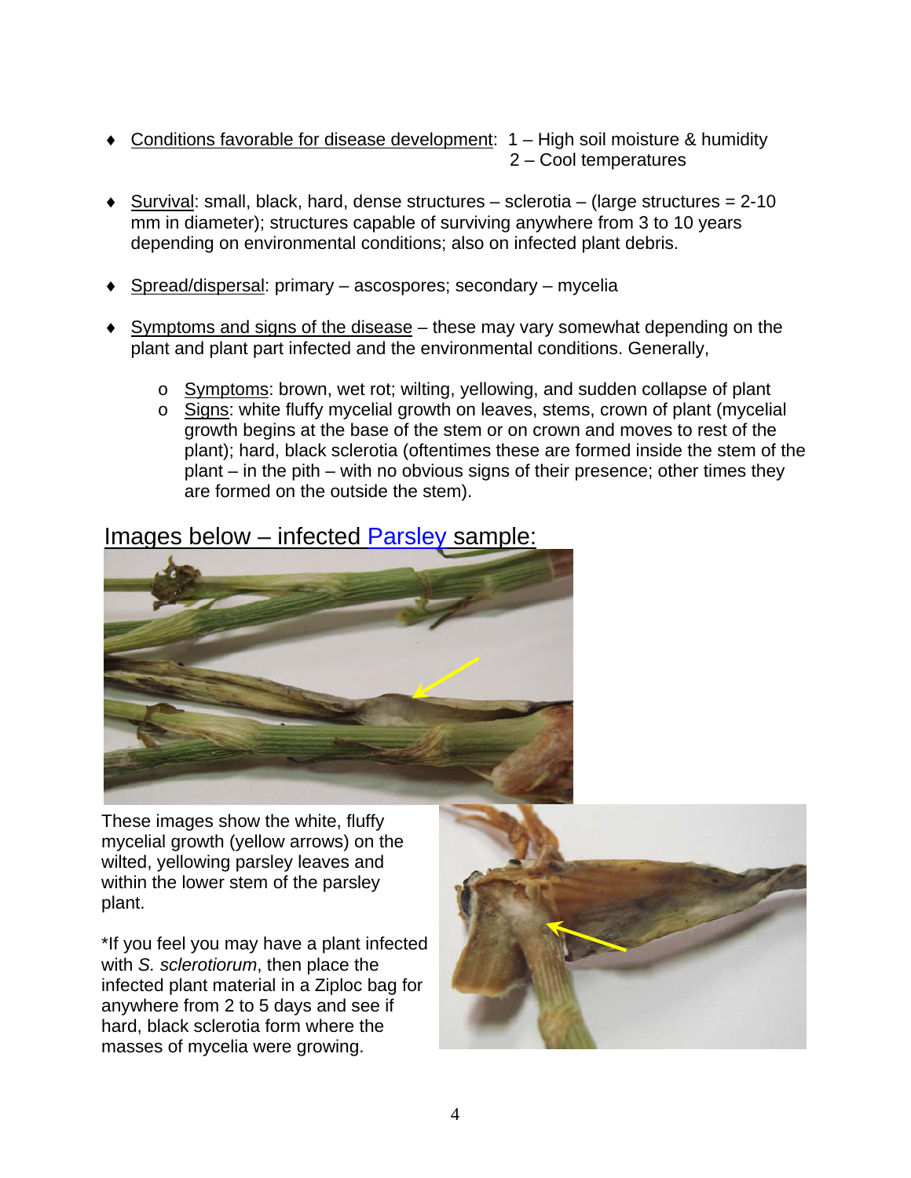- Conditions favorable for disease development: 1 – High soil moisture & humidity
  2 – Cool temperatures

- Survival: small, black, hard, dense structures – sclerotia – (large structures = 2-10 mm in diameter); structures capable of surviving anywhere from 3 to 10 years depending on environmental conditions; also on infected plant debris.

- Spread/dispersal: primary – ascospores; secondary – mycelia

- Symptoms and signs of the disease – these may vary somewhat depending on the plant and plant part infected and the environmental conditions. Generally,

  - Symptoms: brown, wet rot; wilting, yellowing, and sudden collapse of plant
  - Signs: white fluffy mycelial growth on leaves, stems, crown of plant (mycelial growth begins at the base of the stem or on crown and moves to rest of the plant); hard, black sclerotia (oftentimes these are formed inside the stem of the plant – in the pith – with no obvious signs of their presence; other times they are formed on the outside the stem).

## Images below – infected Parsley sample:

These images show the white, fluffy mycelial growth (yellow arrows) on the wilted, yellowing parsley leaves and within the lower stem of the parsley plant.

*If you feel you may have a plant infected with *S. sclerotiorum*, then place the infected plant material in a Ziploc bag for anywhere from 2 to 5 days and see if hard, black sclerotia form where the masses of mycelia were growing.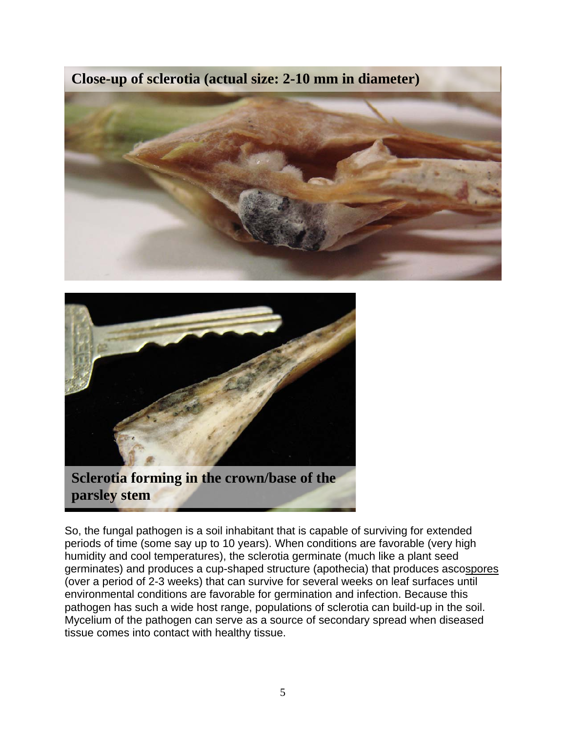**Close-up of sclerotia (actual size: 2-10 mm in diameter)**

**Sclerotia forming in the crown/base of the parsley stem**

So, the fungal pathogen is a soil inhabitant that is capable of surviving for extended periods of time (some say up to 10 years). When conditions are favorable (very high humidity and cool temperatures), the sclerotia germinate (much like a plant seed germinates) and produces a cup-shaped structure (apothecia) that produces ascospores (over a period of 2-3 weeks) that can survive for several weeks on leaf surfaces until environmental conditions are favorable for germination and infection. Because this pathogen has such a wide host range, populations of sclerotia can build-up in the soil. Mycelium of the pathogen can serve as a source of secondary spread when diseased tissue comes into contact with healthy tissue.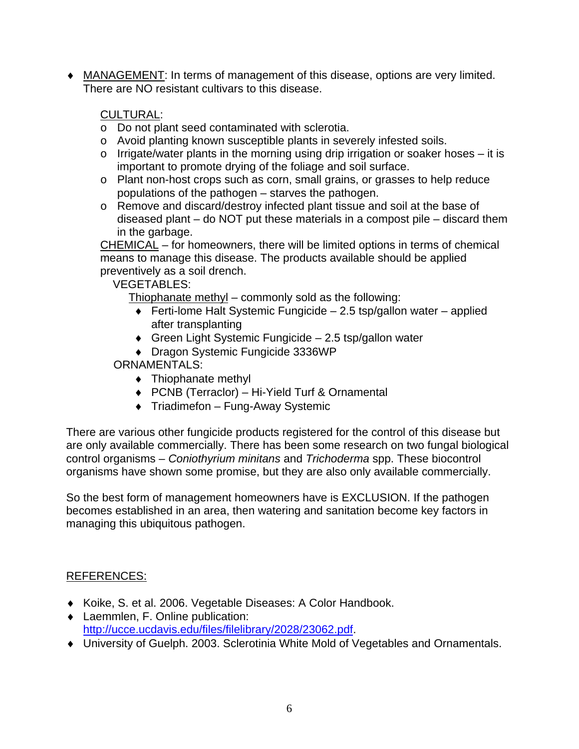- MANAGEMENT: In terms of management of this disease, options are very limited. There are NO resistant cultivars to this disease.

  CULTURAL:
  - Do not plant seed contaminated with sclerotia.
  - Avoid planting known susceptible plants in severely infested soils.
  - Irrigate/water plants in the morning using drip irrigation or soaker hoses – it is important to promote drying of the foliage and soil surface.
  - Plant non-host crops such as corn, small grains, or grasses to help reduce populations of the pathogen – starves the pathogen.
  - Remove and discard/destroy infected plant tissue and soil at the base of diseased plant – do NOT put these materials in a compost pile – discard them in the garbage.

  CHEMICAL – for homeowners, there will be limited options in terms of chemical means to manage this disease. The products available should be applied preventively as a soil drench.

  VEGETABLES:

  Thiophanate methyl – commonly sold as the following:
  - Ferti-lome Halt Systemic Fungicide – 2.5 tsp/gallon water – applied after transplanting
  - Green Light Systemic Fungicide – 2.5 tsp/gallon water
  - Dragon Systemic Fungicide 3336WP

  ORNAMENTALS:
  - Thiophanate methyl
  - PCNB (Terraclor) – Hi-Yield Turf & Ornamental
  - Triadimefon – Fung-Away Systemic

There are various other fungicide products registered for the control of this disease but are only available commercially. There has been some research on two fungal biological control organisms – *Coniothyrium minitans* and *Trichoderma* spp. These biocontrol organisms have shown some promise, but they are also only available commercially.

So the best form of management homeowners have is EXCLUSION. If the pathogen becomes established in an area, then watering and sanitation become key factors in managing this ubiquitous pathogen.

REFERENCES:

- Koike, S. et al. 2006. Vegetable Diseases: A Color Handbook.
- Laemmlen, F. Online publication: http://ucce.ucdavis.edu/files/filelibrary/2028/23062.pdf.
- University of Guelph. 2003. Sclerotinia White Mold of Vegetables and Ornamentals.